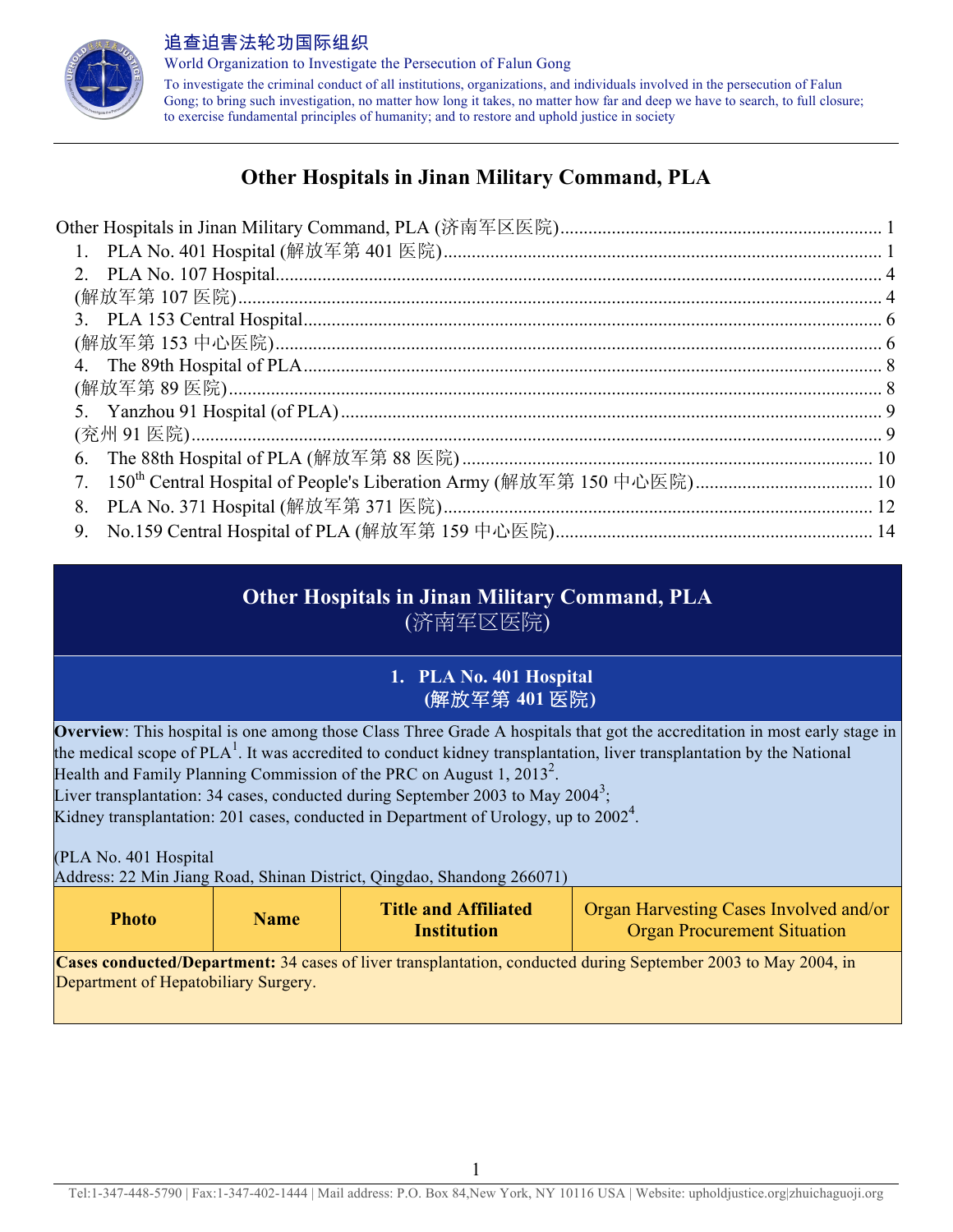追查迫害法轮功国际组织

World Organization to Investigate the Persecution of Falun Gong

To investigate the criminal conduct of all institutions, organizations, and individuals involved in the persecution of Falun Gong; to bring such investigation, no matter how long it takes, no matter how far and deep we have to search, to full closure; to exercise fundamental principles of humanity; and to restore and uphold justice in society

# Other Hospitals in Jinan Military Command, PLA

Other Hospitals in Jinan Military Command, PLA (济南军区医院) .......... 1
1. PLA No. 401 Hospital (解放军第 401 医院) .......... 1
2. PLA No. 107 Hospital (解放军第 107 医院) .......... 4
3. PLA 153 Central Hospital (解放军第 153 中心医院) .......... 6
4. The 89th Hospital of PLA (解放军第 89 医院) .......... 8
5. Yanzhou 91 Hospital (of PLA) (兖州 91 医院) .......... 9
6. The 88th Hospital of PLA (解放军第 88 医院) .......... 10
7. 150th Central Hospital of People's Liberation Army (解放军第 150 中心医院) .......... 10
8. PLA No. 371 Hospital (解放军第 371 医院) .......... 12
9. No.159 Central Hospital of PLA (解放军第 159 中心医院) .......... 14

## Other Hospitals in Jinan Military Command, PLA (济南军区医院)

### 1. PLA No. 401 Hospital (解放军第 401 医院)

**Overview**: This hospital is one among those Class Three Grade A hospitals that got the accreditation in most early stage in the medical scope of PLA[1]. It was accredited to conduct kidney transplantation, liver transplantation by the National Health and Family Planning Commission of the PRC on August 1, 2013[2].
Liver transplantation: 34 cases, conducted during September 2003 to May 2004[3];
Kidney transplantation: 201 cases, conducted in Department of Urology, up to 2002[4].

(PLA No. 401 Hospital
Address: 22 Min Jiang Road, Shinan District, Qingdao, Shandong 266071)

| Photo | Name | Title and Affiliated Institution | Organ Harvesting Cases Involved and/or Organ Procurement Situation |
|---|---|---|---|
| **Cases conducted/Department:** 34 cases of liver transplantation, conducted during September 2003 to May 2004, in Department of Hepatobiliary Surgery. | | | |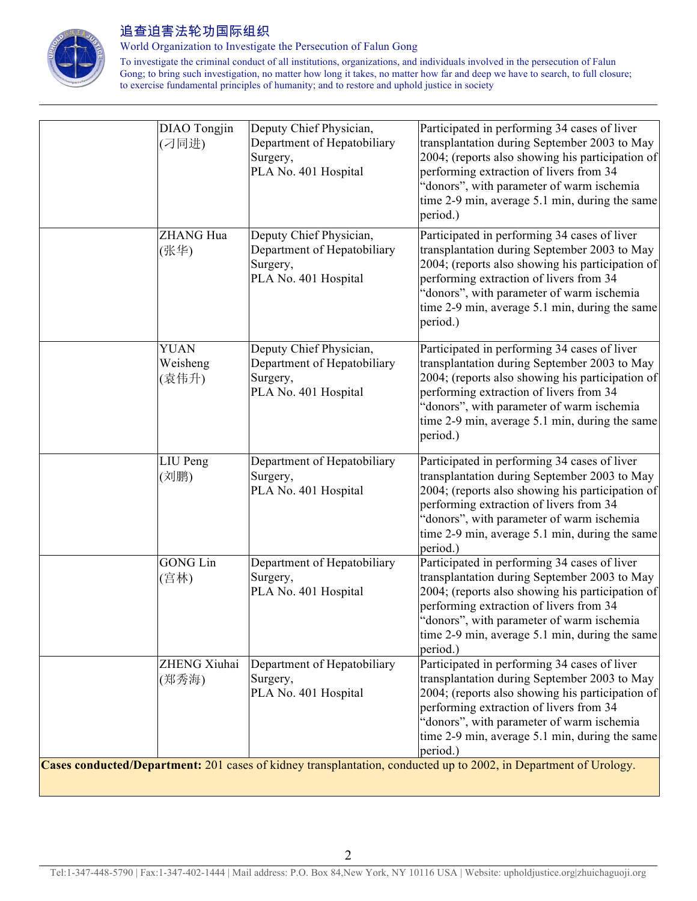| | | | |
|---|---|---|---|
| | DIAO Tongjin (刁同进) | Deputy Chief Physician, Department of Hepatobiliary Surgery, PLA No. 401 Hospital | Participated in performing 34 cases of liver transplantation during September 2003 to May 2004; (reports also showing his participation of performing extraction of livers from 34 "donors", with parameter of warm ischemia time 2-9 min, average 5.1 min, during the same period.) |
| | ZHANG Hua (张华) | Deputy Chief Physician, Department of Hepatobiliary Surgery, PLA No. 401 Hospital | Participated in performing 34 cases of liver transplantation during September 2003 to May 2004; (reports also showing his participation of performing extraction of livers from 34 "donors", with parameter of warm ischemia time 2-9 min, average 5.1 min, during the same period.) |
| | YUAN Weisheng (袁伟升) | Deputy Chief Physician, Department of Hepatobiliary Surgery, PLA No. 401 Hospital | Participated in performing 34 cases of liver transplantation during September 2003 to May 2004; (reports also showing his participation of performing extraction of livers from 34 "donors", with parameter of warm ischemia time 2-9 min, average 5.1 min, during the same period.) |
| | LIU Peng (刘鹏) | Department of Hepatobiliary Surgery, PLA No. 401 Hospital | Participated in performing 34 cases of liver transplantation during September 2003 to May 2004; (reports also showing his participation of performing extraction of livers from 34 "donors", with parameter of warm ischemia time 2-9 min, average 5.1 min, during the same period.) |
| | GONG Lin (宫林) | Department of Hepatobiliary Surgery, PLA No. 401 Hospital | Participated in performing 34 cases of liver transplantation during September 2003 to May 2004; (reports also showing his participation of performing extraction of livers from 34 "donors", with parameter of warm ischemia time 2-9 min, average 5.1 min, during the same period.) |
| | ZHENG Xiuhai (郑秀海) | Department of Hepatobiliary Surgery, PLA No. 401 Hospital | Participated in performing 34 cases of liver transplantation during September 2003 to May 2004; (reports also showing his participation of performing extraction of livers from 34 "donors", with parameter of warm ischemia time 2-9 min, average 5.1 min, during the same period.) |
| **Cases conducted/Department:** 201 cases of kidney transplantation, conducted up to 2002, in Department of Urology. | | | |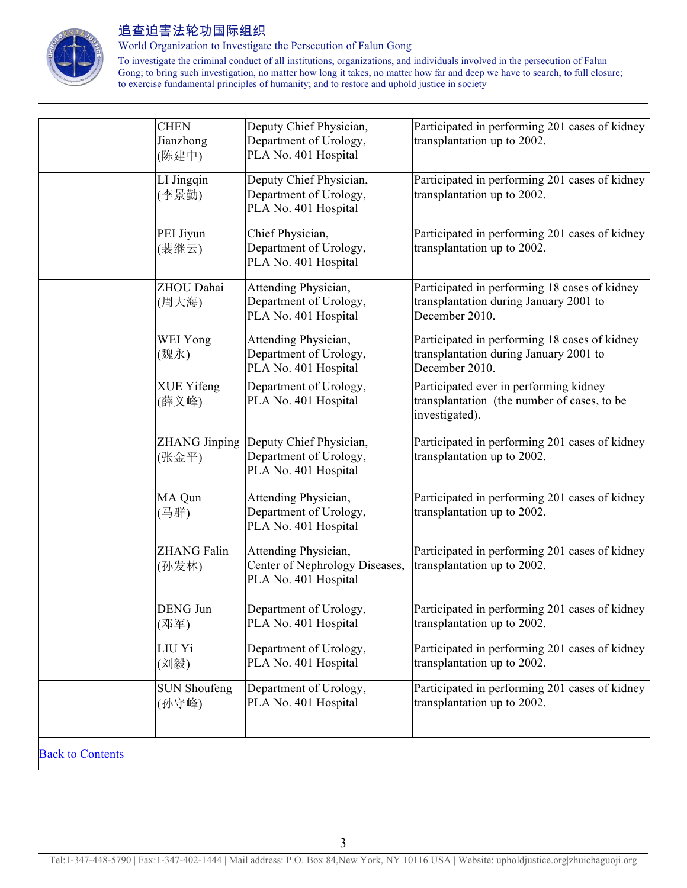| | | | |
|---|---|---|---|
| | CHEN Jianzhong (陈建中) | Deputy Chief Physician, Department of Urology, PLA No. 401 Hospital | Participated in performing 201 cases of kidney transplantation up to 2002. |
| | LI Jingqin (李景勤) | Deputy Chief Physician, Department of Urology, PLA No. 401 Hospital | Participated in performing 201 cases of kidney transplantation up to 2002. |
| | PEI Jiyun (裴继云) | Chief Physician, Department of Urology, PLA No. 401 Hospital | Participated in performing 201 cases of kidney transplantation up to 2002. |
| | ZHOU Dahai (周大海) | Attending Physician, Department of Urology, PLA No. 401 Hospital | Participated in performing 18 cases of kidney transplantation during January 2001 to December 2010. |
| | WEI Yong (魏永) | Attending Physician, Department of Urology, PLA No. 401 Hospital | Participated in performing 18 cases of kidney transplantation during January 2001 to December 2010. |
| | XUE Yifeng (薛义峰) | Department of Urology, PLA No. 401 Hospital | Participated ever in performing kidney transplantation (the number of cases, to be investigated). |
| | ZHANG Jinping (张金平) | Deputy Chief Physician, Department of Urology, PLA No. 401 Hospital | Participated in performing 201 cases of kidney transplantation up to 2002. |
| | MA Qun (马群) | Attending Physician, Department of Urology, PLA No. 401 Hospital | Participated in performing 201 cases of kidney transplantation up to 2002. |
| | ZHANG Falin (孙发林) | Attending Physician, Center of Nephrology Diseases, PLA No. 401 Hospital | Participated in performing 201 cases of kidney transplantation up to 2002. |
| | DENG Jun (邓军) | Department of Urology, PLA No. 401 Hospital | Participated in performing 201 cases of kidney transplantation up to 2002. |
| | LIU Yi (刘毅) | Department of Urology, PLA No. 401 Hospital | Participated in performing 201 cases of kidney transplantation up to 2002. |
| | SUN Shoufeng (孙守峰) | Department of Urology, PLA No. 401 Hospital | Participated in performing 201 cases of kidney transplantation up to 2002. |

Back to Contents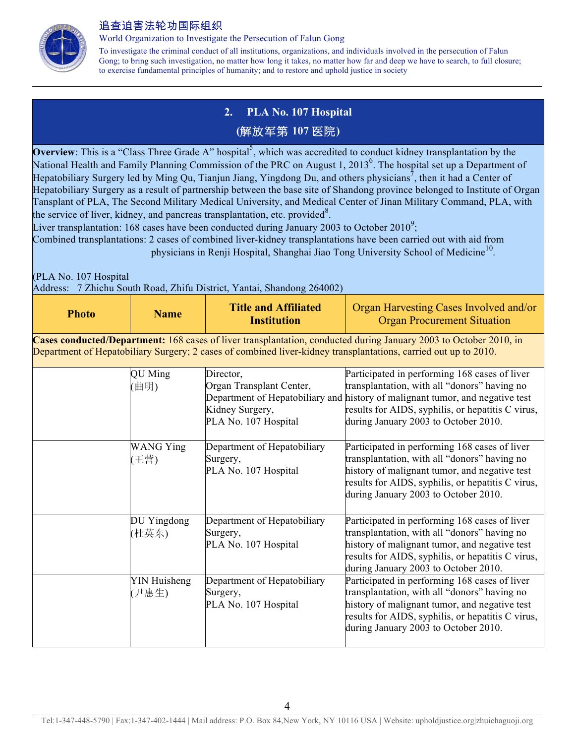## 2. PLA No. 107 Hospital

## (解放军第 107 医院)

**Overview**: This is a "Class Three Grade A" hospital[5], which was accredited to conduct kidney transplantation by the National Health and Family Planning Commission of the PRC on August 1, 2013[6]. The hospital set up a Department of Hepatobiliary Surgery led by Ming Qu, Tianjun Jiang, Yingdong Du, and others physicians[7], then it had a Center of Hepatobiliary Surgery as a result of partnership between the base site of Shandong province belonged to Institute of Organ Tansplant of PLA, The Second Military Medical University, and Medical Center of Jinan Military Command, PLA, with the service of liver, kidney, and pancreas transplantation, etc. provided[8].

Liver transplantation: 168 cases have been conducted during January 2003 to October 2010[9];

Combined transplantations: 2 cases of combined liver-kidney transplantations have been carried out with aid from physicians in Renji Hospital, Shanghai Jiao Tong University School of Medicine[10].

(PLA No. 107 Hospital
Address: 7 Zhichu South Road, Zhifu District, Yantai, Shandong 264002)

| Photo | Name | Title and Affiliated Institution | Organ Harvesting Cases Involved and/or Organ Procurement Situation |
|---|---|---|---|
| **Cases conducted/Department:** 168 cases of liver transplantation, conducted during January 2003 to October 2010, in Department of Hepatobiliary Surgery; 2 cases of combined liver-kidney transplantations, carried out up to 2010. | | | |
| | QU Ming (曲明) | Director, Organ Transplant Center, Department of Hepatobiliary and Kidney Surgery, PLA No. 107 Hospital | Participated in performing 168 cases of liver transplantation, with all "donors" having no history of malignant tumor, and negative test results for AIDS, syphilis, or hepatitis C virus, during January 2003 to October 2010. |
| | WANG Ying (王营) | Department of Hepatobiliary Surgery, PLA No. 107 Hospital | Participated in performing 168 cases of liver transplantation, with all "donors" having no history of malignant tumor, and negative test results for AIDS, syphilis, or hepatitis C virus, during January 2003 to October 2010. |
| | DU Yingdong (杜英东) | Department of Hepatobiliary Surgery, PLA No. 107 Hospital | Participated in performing 168 cases of liver transplantation, with all "donors" having no history of malignant tumor, and negative test results for AIDS, syphilis, or hepatitis C virus, during January 2003 to October 2010. |
| | YIN Huisheng (尹惠生) | Department of Hepatobiliary Surgery, PLA No. 107 Hospital | Participated in performing 168 cases of liver transplantation, with all "donors" having no history of malignant tumor, and negative test results for AIDS, syphilis, or hepatitis C virus, during January 2003 to October 2010. |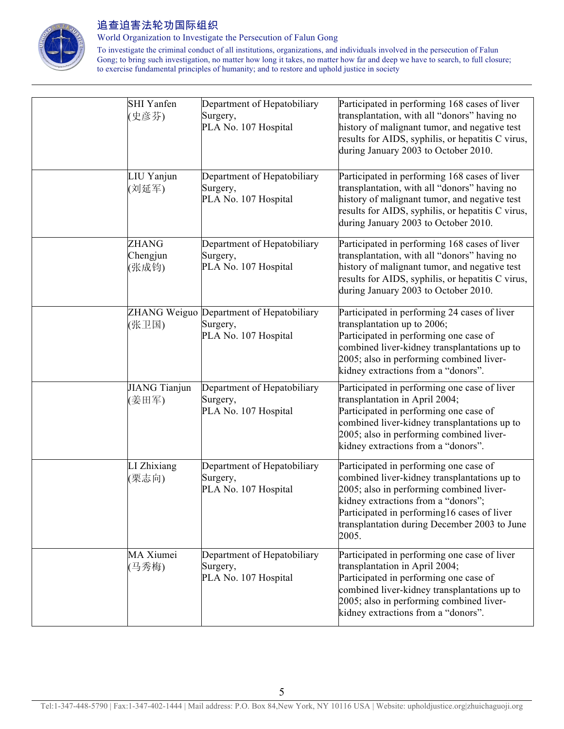| | | | |
|---|---|---|---|
| | SHI Yanfen (史彦芬) | Department of Hepatobiliary Surgery, PLA No. 107 Hospital | Participated in performing 168 cases of liver transplantation, with all "donors" having no history of malignant tumor, and negative test results for AIDS, syphilis, or hepatitis C virus, during January 2003 to October 2010. |
| | LIU Yanjun (刘延军) | Department of Hepatobiliary Surgery, PLA No. 107 Hospital | Participated in performing 168 cases of liver transplantation, with all "donors" having no history of malignant tumor, and negative test results for AIDS, syphilis, or hepatitis C virus, during January 2003 to October 2010. |
| | ZHANG Chengjun (张成钧) | Department of Hepatobiliary Surgery, PLA No. 107 Hospital | Participated in performing 168 cases of liver transplantation, with all "donors" having no history of malignant tumor, and negative test results for AIDS, syphilis, or hepatitis C virus, during January 2003 to October 2010. |
| | ZHANG Weiguo (张卫国) | Department of Hepatobiliary Surgery, PLA No. 107 Hospital | Participated in performing 24 cases of liver transplantation up to 2006;<br>Participated in performing one case of combined liver-kidney transplantations up to 2005; also in performing combined liver-kidney extractions from a "donors". |
| | JIANG Tianjun (姜田军) | Department of Hepatobiliary Surgery, PLA No. 107 Hospital | Participated in performing one case of liver transplantation in April 2004;<br>Participated in performing one case of combined liver-kidney transplantations up to 2005; also in performing combined liver-kidney extractions from a "donors". |
| | LI Zhixiang (栗志向) | Department of Hepatobiliary Surgery, PLA No. 107 Hospital | Participated in performing one case of combined liver-kidney transplantations up to 2005; also in performing combined liver-kidney extractions from a "donors";<br>Participated in performing16 cases of liver transplantation during December 2003 to June 2005. |
| | MA Xiumei (马秀梅) | Department of Hepatobiliary Surgery, PLA No. 107 Hospital | Participated in performing one case of liver transplantation in April 2004;<br>Participated in performing one case of combined liver-kidney transplantations up to 2005; also in performing combined liver-kidney extractions from a "donors". |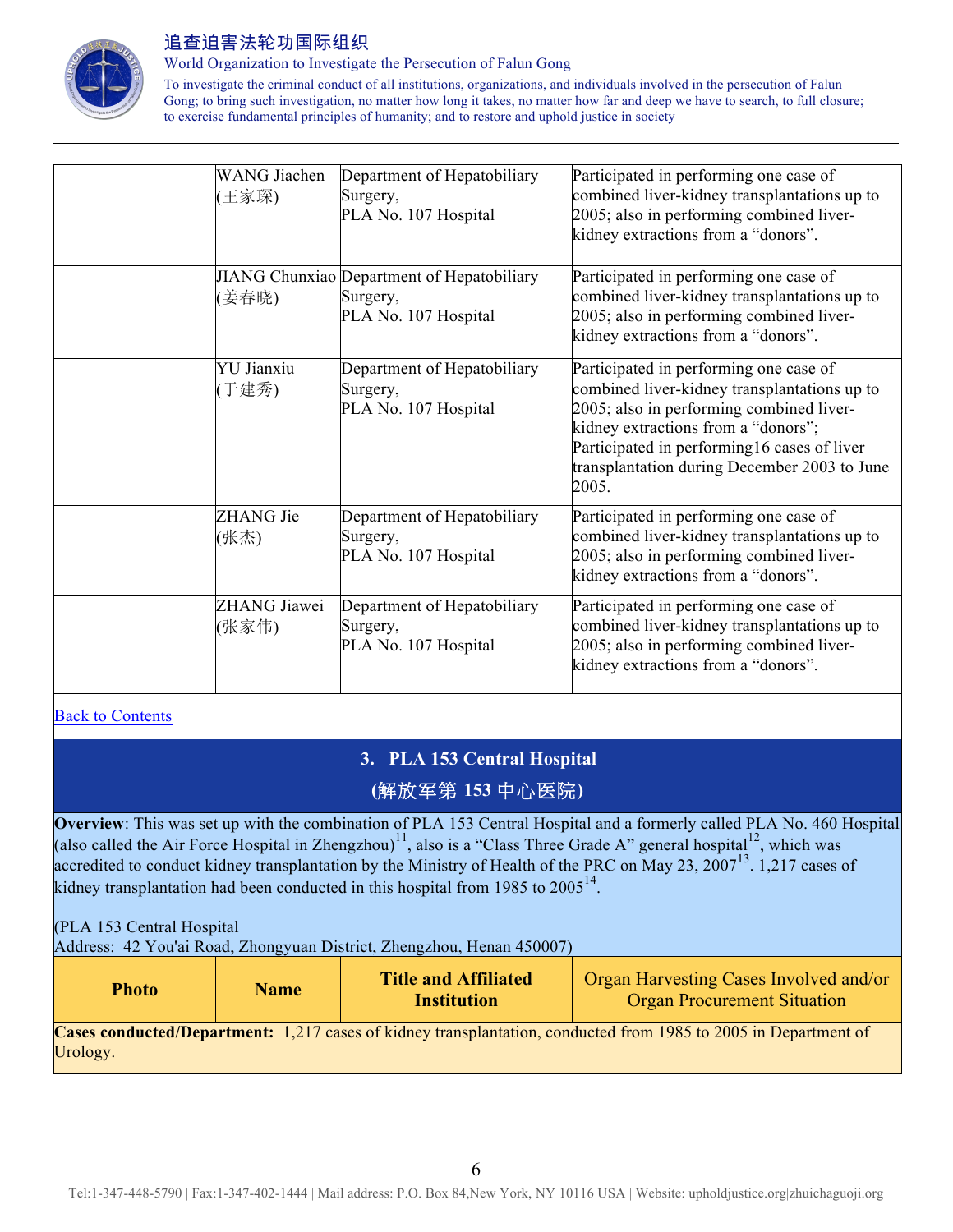| | WANG Jiachen (王家琛) | Department of Hepatobiliary Surgery, PLA No. 107 Hospital | Participated in performing one case of combined liver-kidney transplantations up to 2005; also in performing combined liver-kidney extractions from a "donors". |
|---|---|---|---|
| | JIANG Chunxiao (姜春晓) | Department of Hepatobiliary Surgery, PLA No. 107 Hospital | Participated in performing one case of combined liver-kidney transplantations up to 2005; also in performing combined liver-kidney extractions from a "donors". |
| | YU Jianxiu (于建秀) | Department of Hepatobiliary Surgery, PLA No. 107 Hospital | Participated in performing one case of combined liver-kidney transplantations up to 2005; also in performing combined liver-kidney extractions from a "donors"; Participated in performing16 cases of liver transplantation during December 2003 to June 2005. |
| | ZHANG Jie (张杰) | Department of Hepatobiliary Surgery, PLA No. 107 Hospital | Participated in performing one case of combined liver-kidney transplantations up to 2005; also in performing combined liver-kidney extractions from a "donors". |
| | ZHANG Jiawei (张家伟) | Department of Hepatobiliary Surgery, PLA No. 107 Hospital | Participated in performing one case of combined liver-kidney transplantations up to 2005; also in performing combined liver-kidney extractions from a "donors". |

[Back to Contents]

## 3. PLA 153 Central Hospital (解放军第 153 中心医院)

**Overview**: This was set up with the combination of PLA 153 Central Hospital and a formerly called PLA No. 460 Hospital (also called the Air Force Hospital in Zhengzhou)[11], also is a "Class Three Grade A" general hospital[12], which was accredited to conduct kidney transplantation by the Ministry of Health of the PRC on May 23, 2007[13]. 1,217 cases of kidney transplantation had been conducted in this hospital from 1985 to 2005[14].

(PLA 153 Central Hospital
Address: 42 You'ai Road, Zhongyuan District, Zhengzhou, Henan 450007)

| Photo | Name | Title and Affiliated Institution | Organ Harvesting Cases Involved and/or Organ Procurement Situation |
|---|---|---|---|
| **Cases conducted/Department:** 1,217 cases of kidney transplantation, conducted from 1985 to 2005 in Department of Urology. | | | |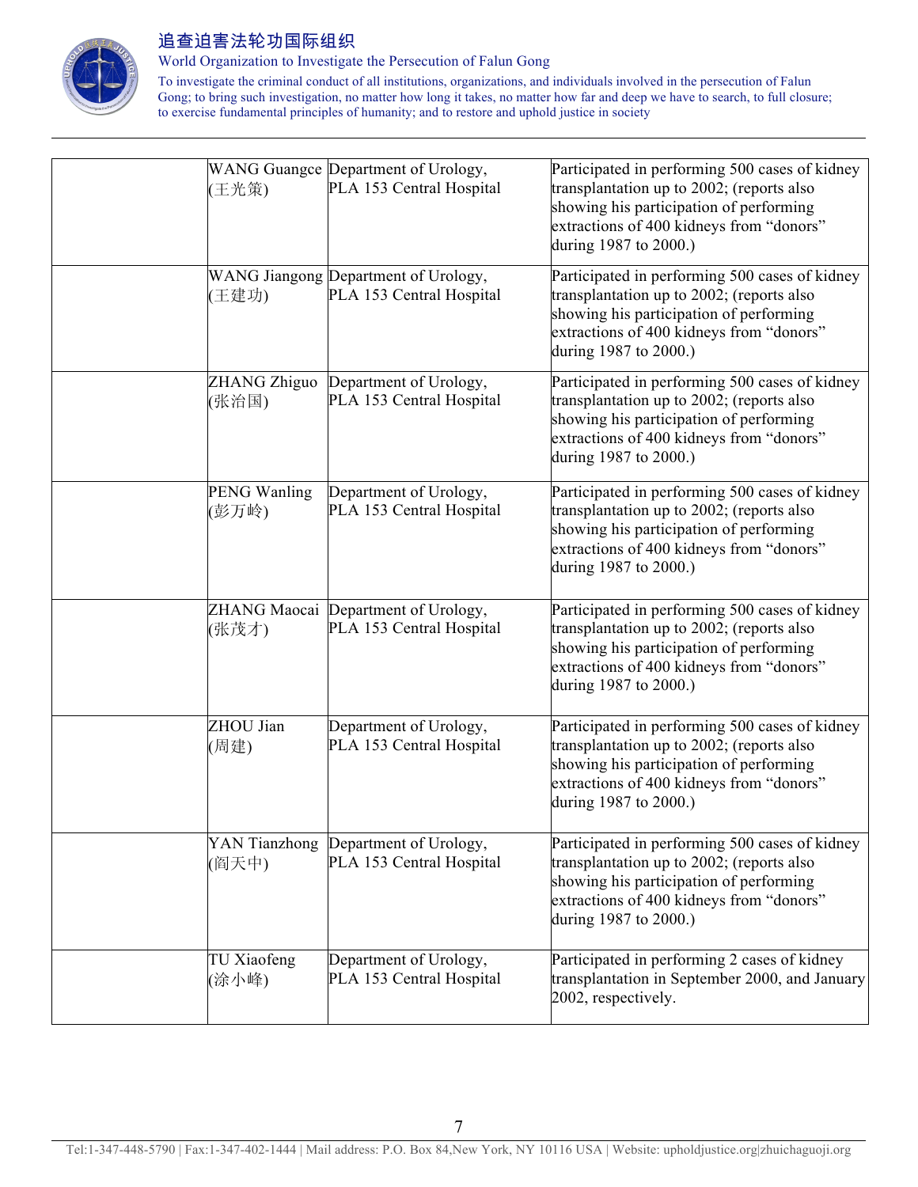| | | | |
|---|---|---|---|
| | WANG Guangce (王光策) | Department of Urology, PLA 153 Central Hospital | Participated in performing 500 cases of kidney transplantation up to 2002; (reports also showing his participation of performing extractions of 400 kidneys from "donors" during 1987 to 2000.) |
| | WANG Jiangong (王建功) | Department of Urology, PLA 153 Central Hospital | Participated in performing 500 cases of kidney transplantation up to 2002; (reports also showing his participation of performing extractions of 400 kidneys from "donors" during 1987 to 2000.) |
| | ZHANG Zhiguo (张治国) | Department of Urology, PLA 153 Central Hospital | Participated in performing 500 cases of kidney transplantation up to 2002; (reports also showing his participation of performing extractions of 400 kidneys from "donors" during 1987 to 2000.) |
| | PENG Wanling (彭万岭) | Department of Urology, PLA 153 Central Hospital | Participated in performing 500 cases of kidney transplantation up to 2002; (reports also showing his participation of performing extractions of 400 kidneys from "donors" during 1987 to 2000.) |
| | ZHANG Maocai (张茂才) | Department of Urology, PLA 153 Central Hospital | Participated in performing 500 cases of kidney transplantation up to 2002; (reports also showing his participation of performing extractions of 400 kidneys from "donors" during 1987 to 2000.) |
| | ZHOU Jian (周建) | Department of Urology, PLA 153 Central Hospital | Participated in performing 500 cases of kidney transplantation up to 2002; (reports also showing his participation of performing extractions of 400 kidneys from "donors" during 1987 to 2000.) |
| | YAN Tianzhong (阎天中) | Department of Urology, PLA 153 Central Hospital | Participated in performing 500 cases of kidney transplantation up to 2002; (reports also showing his participation of performing extractions of 400 kidneys from "donors" during 1987 to 2000.) |
| | TU Xiaofeng (涂小峰) | Department of Urology, PLA 153 Central Hospital | Participated in performing 2 cases of kidney transplantation in September 2000, and January 2002, respectively. |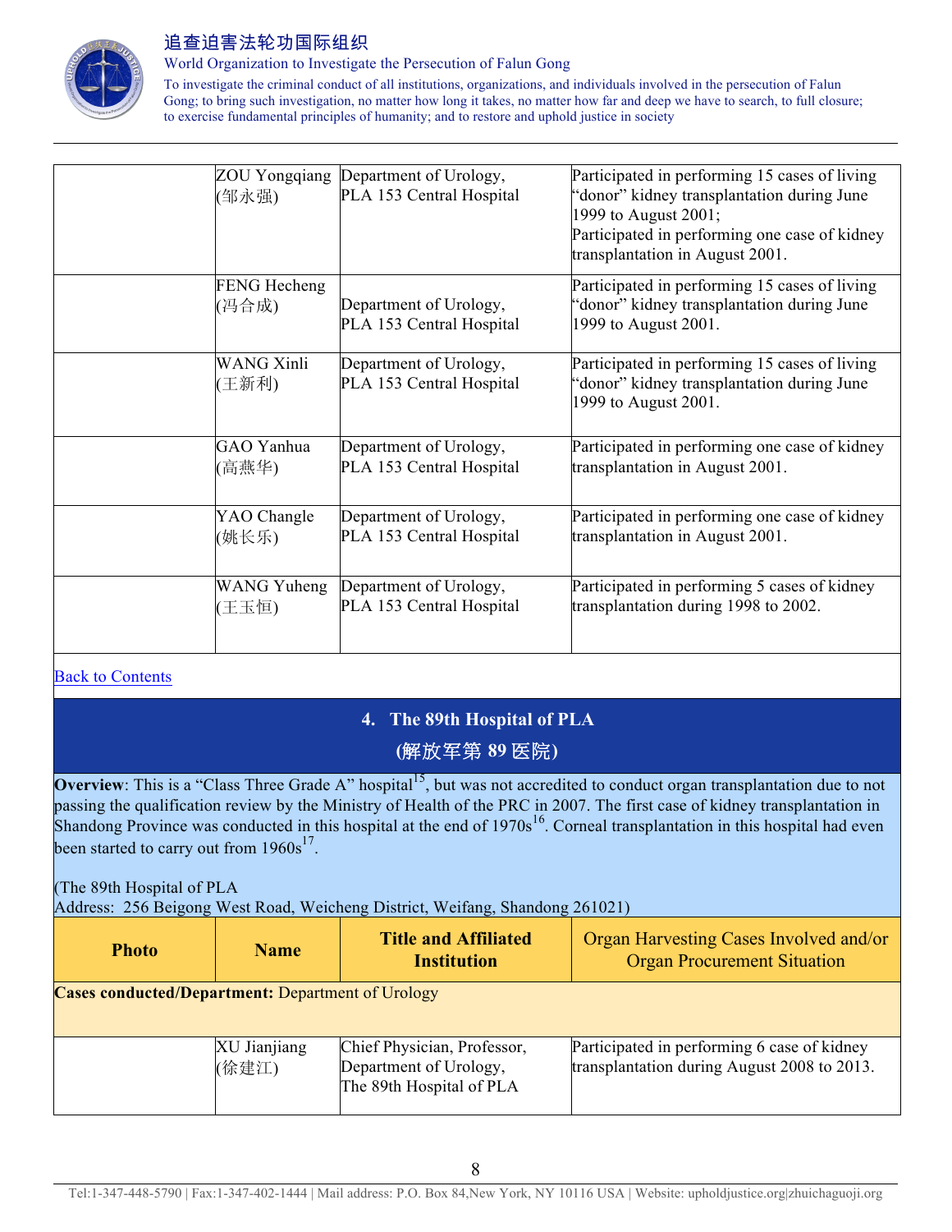| | | | |
|---|---|---|---|
| | ZOU Yongqiang (邹永强) | Department of Urology, PLA 153 Central Hospital | Participated in performing 15 cases of living "donor" kidney transplantation during June 1999 to August 2001; Participated in performing one case of kidney transplantation in August 2001. |
| | FENG Hecheng (冯合成) | Department of Urology, PLA 153 Central Hospital | Participated in performing 15 cases of living "donor" kidney transplantation during June 1999 to August 2001. |
| | WANG Xinli (王新利) | Department of Urology, PLA 153 Central Hospital | Participated in performing 15 cases of living "donor" kidney transplantation during June 1999 to August 2001. |
| | GAO Yanhua (高燕华) | Department of Urology, PLA 153 Central Hospital | Participated in performing one case of kidney transplantation in August 2001. |
| | YAO Changle (姚长乐) | Department of Urology, PLA 153 Central Hospital | Participated in performing one case of kidney transplantation in August 2001. |
| | WANG Yuheng (王玉恒) | Department of Urology, PLA 153 Central Hospital | Participated in performing 5 cases of kidney transplantation during 1998 to 2002. |

Back to Contents

## 4. The 89th Hospital of PLA (解放军第 89 医院)

**Overview**: This is a "Class Three Grade A" hospital[15], but was not accredited to conduct organ transplantation due to not passing the qualification review by the Ministry of Health of the PRC in 2007. The first case of kidney transplantation in Shandong Province was conducted in this hospital at the end of 1970s[16]. Corneal transplantation in this hospital had even been started to carry out from 1960s[17].

(The 89th Hospital of PLA
Address: 256 Beigong West Road, Weicheng District, Weifang, Shandong 261021)

| Photo | Name | Title and Affiliated Institution | Organ Harvesting Cases Involved and/or Organ Procurement Situation |
|---|---|---|---|
| **Cases conducted/Department:** Department of Urology | | | |
| | XU Jianjiang (徐建江) | Chief Physician, Professor, Department of Urology, The 89th Hospital of PLA | Participated in performing 6 case of kidney transplantation during August 2008 to 2013. |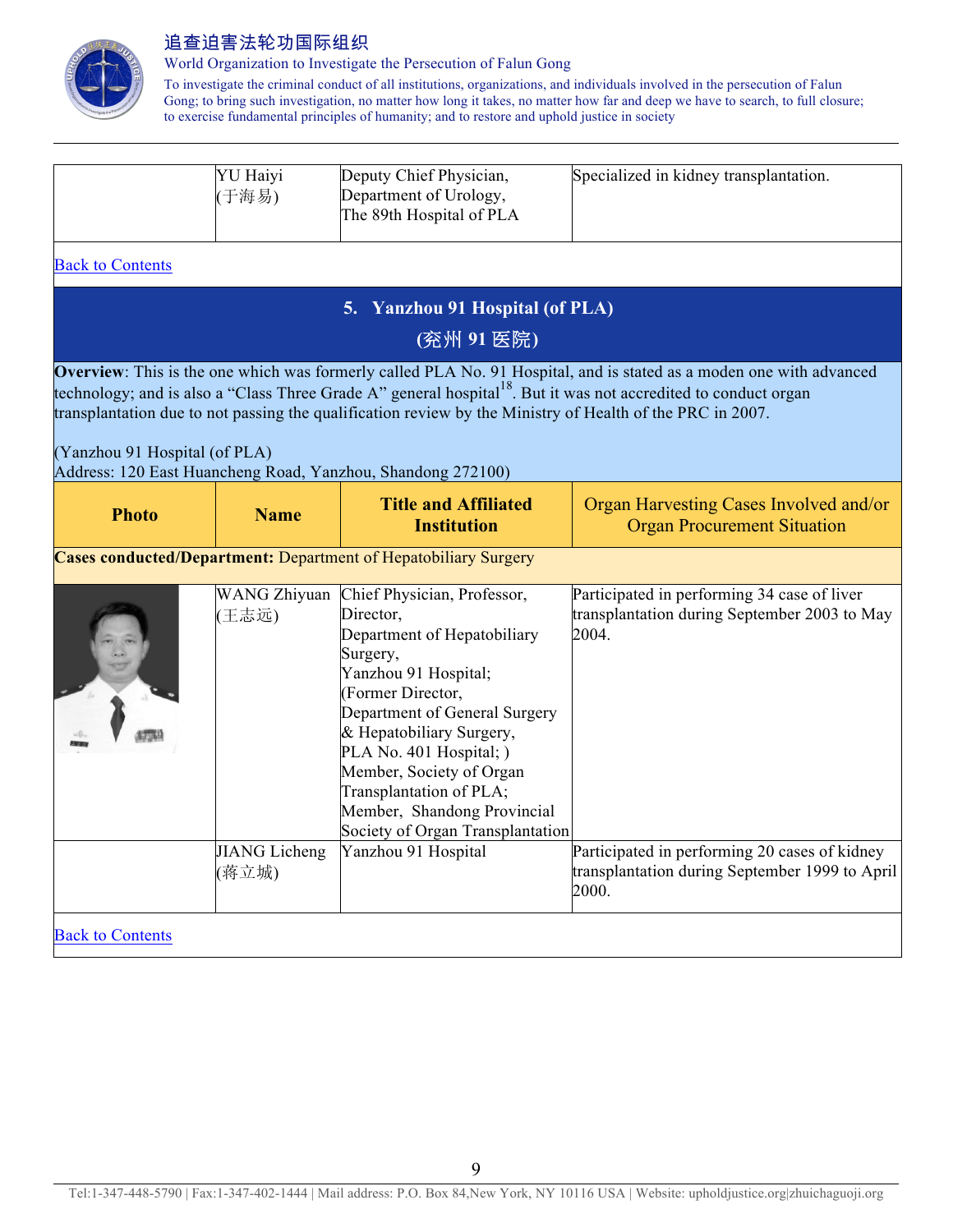| | YU Haiyi (于海易) | Deputy Chief Physician, Department of Urology, The 89th Hospital of PLA | Specialized in kidney transplantation. |
|---|---|---|---|

Back to Contents

## 5. Yanzhou 91 Hospital (of PLA)

## (兖州 91 医院)

**Overview**: This is the one which was formerly called PLA No. 91 Hospital, and is stated as a moden one with advanced technology; and is also a "Class Three Grade A" general hospital[18]. But it was not accredited to conduct organ transplantation due to not passing the qualification review by the Ministry of Health of the PRC in 2007.

(Yanzhou 91 Hospital (of PLA)
Address: 120 East Huancheng Road, Yanzhou, Shandong 272100)

| Photo | Name | Title and Affiliated Institution | Organ Harvesting Cases Involved and/or Organ Procurement Situation |
|---|---|---|---|
| **Cases conducted/Department:** Department of Hepatobiliary Surgery | | | |
| | WANG Zhiyuan (王志远) | Chief Physician, Professor, Director, Department of Hepatobiliary Surgery, Yanzhou 91 Hospital; (Former Director, Department of General Surgery & Hepatobiliary Surgery, PLA No. 401 Hospital; ) Member, Society of Organ Transplantation of PLA; Member, Shandong Provincial Society of Organ Transplantation | Participated in performing 34 case of liver transplantation during September 2003 to May 2004. |
| | JIANG Licheng (蒋立城) | Yanzhou 91 Hospital | Participated in performing 20 cases of kidney transplantation during September 1999 to April 2000. |

Back to Contents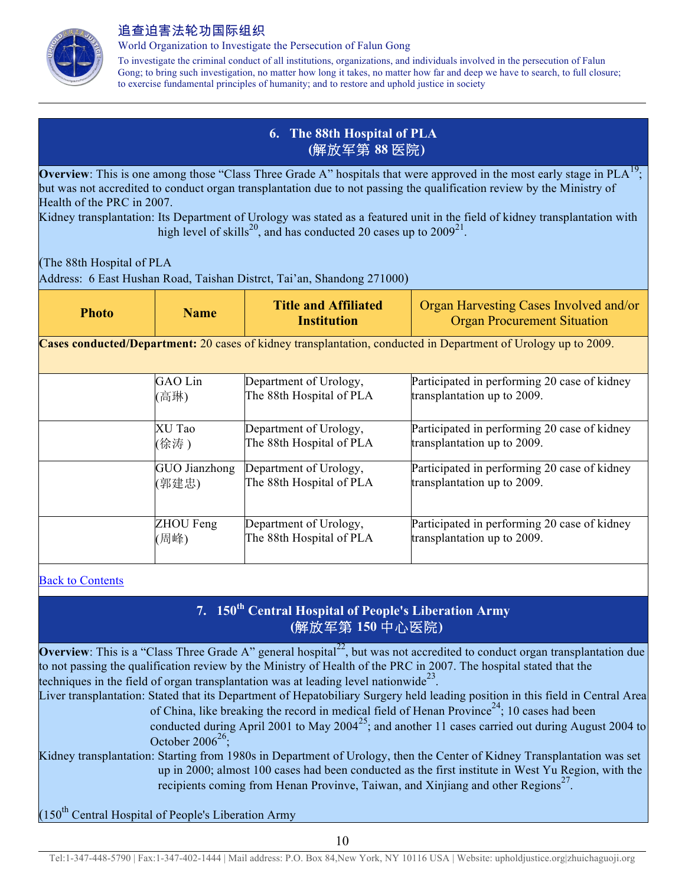## 6. The 88th Hospital of PLA (解放军第 88 医院)

**Overview**: This is one among those "Class Three Grade A" hospitals that were approved in the most early stage in PLA[19]; but was not accredited to conduct organ transplantation due to not passing the qualification review by the Ministry of Health of the PRC in 2007.

Kidney transplantation: Its Department of Urology was stated as a featured unit in the field of kidney transplantation with high level of skills[20], and has conducted 20 cases up to 2009[21].

(The 88th Hospital of PLA
Address: 6 East Hushan Road, Taishan Distrct, Tai'an, Shandong 271000)

| Photo | Name | Title and Affiliated Institution | Organ Harvesting Cases Involved and/or Organ Procurement Situation |
|---|---|---|---|
| **Cases conducted/Department:** 20 cases of kidney transplantation, conducted in Department of Urology up to 2009. | | | |
| | GAO Lin (高琳) | Department of Urology, The 88th Hospital of PLA | Participated in performing 20 case of kidney transplantation up to 2009. |
| | XU Tao (徐涛 ) | Department of Urology, The 88th Hospital of PLA | Participated in performing 20 case of kidney transplantation up to 2009. |
| | GUO Jianzhong (郭建忠) | Department of Urology, The 88th Hospital of PLA | Participated in performing 20 case of kidney transplantation up to 2009. |
| | ZHOU Feng (周峰) | Department of Urology, The 88th Hospital of PLA | Participated in performing 20 case of kidney transplantation up to 2009. |

Back to Contents

## 7. 150th Central Hospital of People's Liberation Army (解放军第 150 中心医院)

**Overview**: This is a "Class Three Grade A" general hospital[22], but was not accredited to conduct organ transplantation due to not passing the qualification review by the Ministry of Health of the PRC in 2007. The hospital stated that the techniques in the field of organ transplantation was at leading level nationwide[23].

Liver transplantation: Stated that its Department of Hepatobiliary Surgery held leading position in this field in Central Area of China, like breaking the record in medical field of Henan Province[24]; 10 cases had been conducted during April 2001 to May 2004[25]; and another 11 cases carried out during August 2004 to October 2006[26];

Kidney transplantation: Starting from 1980s in Department of Urology, then the Center of Kidney Transplantation was set up in 2000; almost 100 cases had been conducted as the first institute in West Yu Region, with the recipients coming from Henan Provinve, Taiwan, and Xinjiang and other Regions[27].

(150th Central Hospital of People's Liberation Army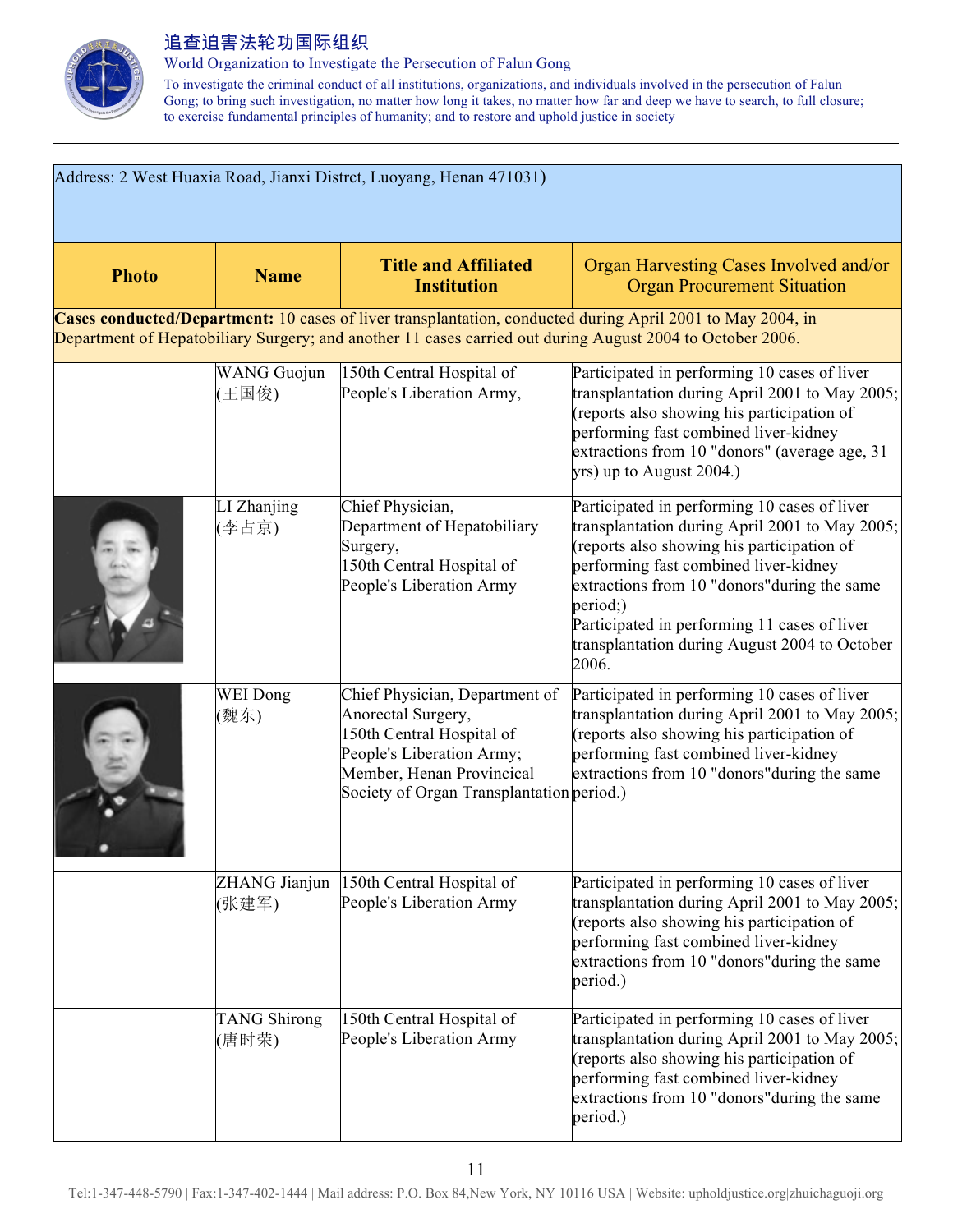| Address: 2 West Huaxia Road, Jianxi Distrct, Luoyang, Henan 471031) | | | |
|---|---|---|---|
| **Photo** | **Name** | **Title and Affiliated Institution** | Organ Harvesting Cases Involved and/or Organ Procurement Situation |
| **Cases conducted/Department:** 10 cases of liver transplantation, conducted during April 2001 to May 2004, in Department of Hepatobiliary Surgery; and another 11 cases carried out during August 2004 to October 2006. | | | |
| | WANG Guojun (王国俊) | 150th Central Hospital of People's Liberation Army, | Participated in performing 10 cases of liver transplantation during April 2001 to May 2005; (reports also showing his participation of performing fast combined liver-kidney extractions from 10 "donors" (average age, 31 yrs) up to August 2004.) |
| | LI Zhanjing (李占京) | Chief Physician, Department of Hepatobiliary Surgery, 150th Central Hospital of People's Liberation Army | Participated in performing 10 cases of liver transplantation during April 2001 to May 2005; (reports also showing his participation of performing fast combined liver-kidney extractions from 10 "donors"during the same period;) Participated in performing 11 cases of liver transplantation during August 2004 to October 2006. |
| | WEI Dong (魏东) | Chief Physician, Department of Anorectal Surgery, 150th Central Hospital of People's Liberation Army; Member, Henan Provincical Society of Organ Transplantation | Participated in performing 10 cases of liver transplantation during April 2001 to May 2005; (reports also showing his participation of performing fast combined liver-kidney extractions from 10 "donors"during the same period.) |
| | ZHANG Jianjun (张建军) | 150th Central Hospital of People's Liberation Army | Participated in performing 10 cases of liver transplantation during April 2001 to May 2005; (reports also showing his participation of performing fast combined liver-kidney extractions from 10 "donors"during the same period.) |
| | TANG Shirong (唐时荣) | 150th Central Hospital of People's Liberation Army | Participated in performing 10 cases of liver transplantation during April 2001 to May 2005; (reports also showing his participation of performing fast combined liver-kidney extractions from 10 "donors"during the same period.) |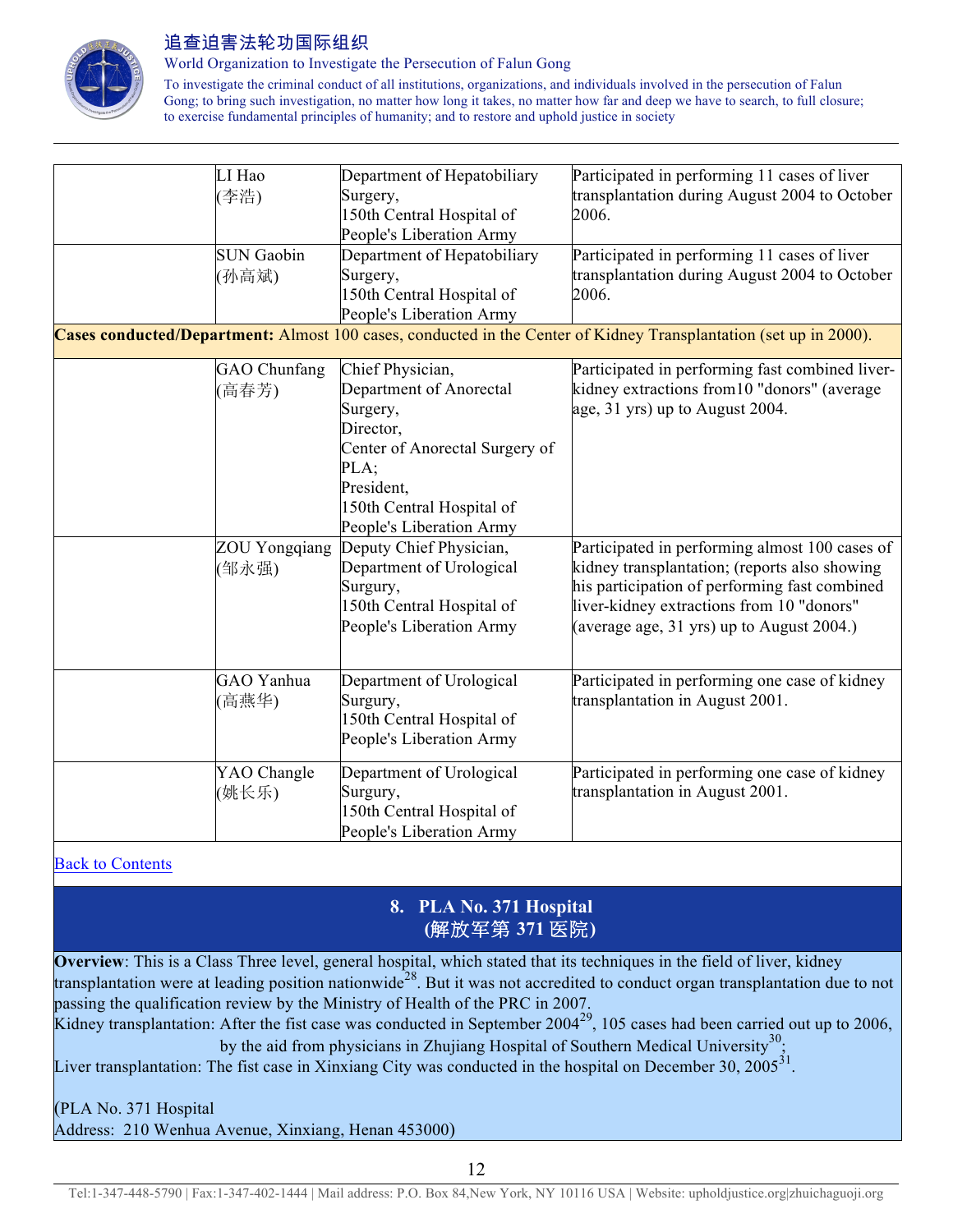|  | LI Hao (李浩) | Department of Hepatobiliary Surgery, 150th Central Hospital of People's Liberation Army | Participated in performing 11 cases of liver transplantation during August 2004 to October 2006. |
|---|---|---|---|
|  | SUN Gaobin (孙高斌) | Department of Hepatobiliary Surgery, 150th Central Hospital of People's Liberation Army | Participated in performing 11 cases of liver transplantation during August 2004 to October 2006. |
| **Cases conducted/Department:** Almost 100 cases, conducted in the Center of Kidney Transplantation (set up in 2000). | | | |
|  | GAO Chunfang (高春芳) | Chief Physician, Department of Anorectal Surgery, Director, Center of Anorectal Surgery of PLA; President, 150th Central Hospital of People's Liberation Army | Participated in performing fast combined liver-kidney extractions from10 "donors" (average age, 31 yrs) up to August 2004. |
|  | ZOU Yongqiang (邹永强) | Deputy Chief Physician, Department of Urological Surgury, 150th Central Hospital of People's Liberation Army | Participated in performing almost 100 cases of kidney transplantation; (reports also showing his participation of performing fast combined liver-kidney extractions from 10 "donors" (average age, 31 yrs) up to August 2004.) |
|  | GAO Yanhua (高燕华) | Department of Urological Surgury, 150th Central Hospital of People's Liberation Army | Participated in performing one case of kidney transplantation in August 2001. |
|  | YAO Changle (姚长乐) | Department of Urological Surgury, 150th Central Hospital of People's Liberation Army | Participated in performing one case of kidney transplantation in August 2001. |

Back to Contents

## 8. PLA No. 371 Hospital (解放军第 371 医院)

**Overview**: This is a Class Three level, general hospital, which stated that its techniques in the field of liver, kidney transplantation were at leading position nationwide[28]. But it was not accredited to conduct organ transplantation due to not passing the qualification review by the Ministry of Health of the PRC in 2007.

Kidney transplantation: After the fist case was conducted in September 2004[29], 105 cases had been carried out up to 2006, by the aid from physicians in Zhujiang Hospital of Southern Medical University[30];

Liver transplantation: The fist case in Xinxiang City was conducted in the hospital on December 30, 2005[31].

(PLA No. 371 Hospital
Address: 210 Wenhua Avenue, Xinxiang, Henan 453000)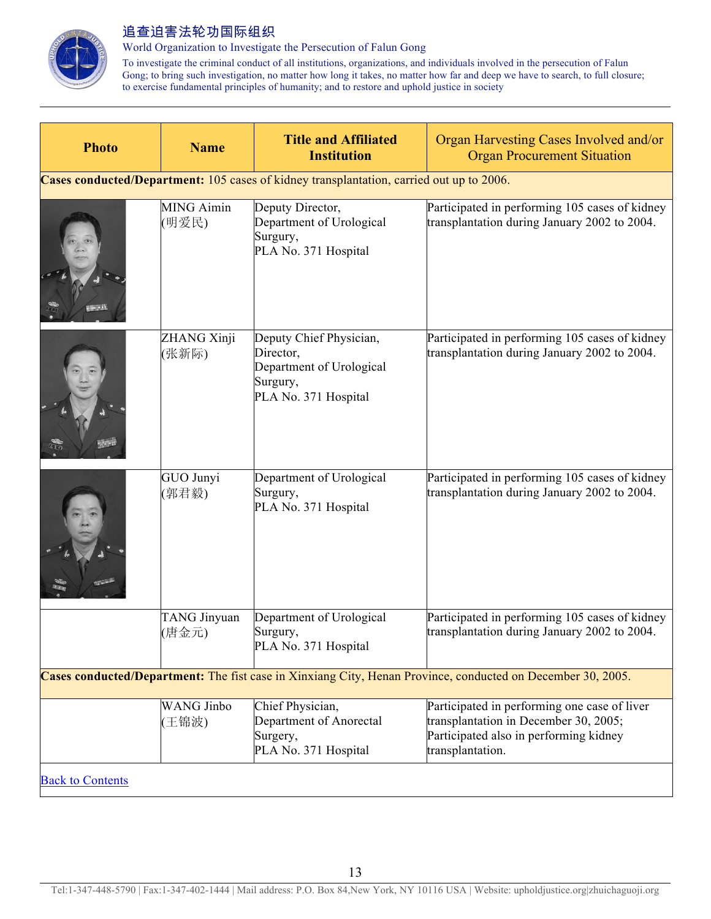| Photo | Name | Title and Affiliated Institution | Organ Harvesting Cases Involved and/or Organ Procurement Situation |
|---|---|---|---|
| **Cases conducted/Department:** 105 cases of kidney transplantation, carried out up to 2006. | | | |
| | MING Aimin (明爱民) | Deputy Director, Department of Urological Surgury, PLA No. 371 Hospital | Participated in performing 105 cases of kidney transplantation during January 2002 to 2004. |
| | ZHANG Xinji (张新际) | Deputy Chief Physician, Director, Department of Urological Surgury, PLA No. 371 Hospital | Participated in performing 105 cases of kidney transplantation during January 2002 to 2004. |
| | GUO Junyi (郭君毅) | Department of Urological Surgury, PLA No. 371 Hospital | Participated in performing 105 cases of kidney transplantation during January 2002 to 2004. |
| | TANG Jinyuan (唐金元) | Department of Urological Surgury, PLA No. 371 Hospital | Participated in performing 105 cases of kidney transplantation during January 2002 to 2004. |
| **Cases conducted/Department:** The fist case in Xinxiang City, Henan Province, conducted on December 30, 2005. | | | |
| | WANG Jinbo (王锦波) | Chief Physician, Department of Anorectal Surgury, PLA No. 371 Hospital | Participated in performing one case of liver transplantation in December 30, 2005; Participated also in performing kidney transplantation. |

Back to Contents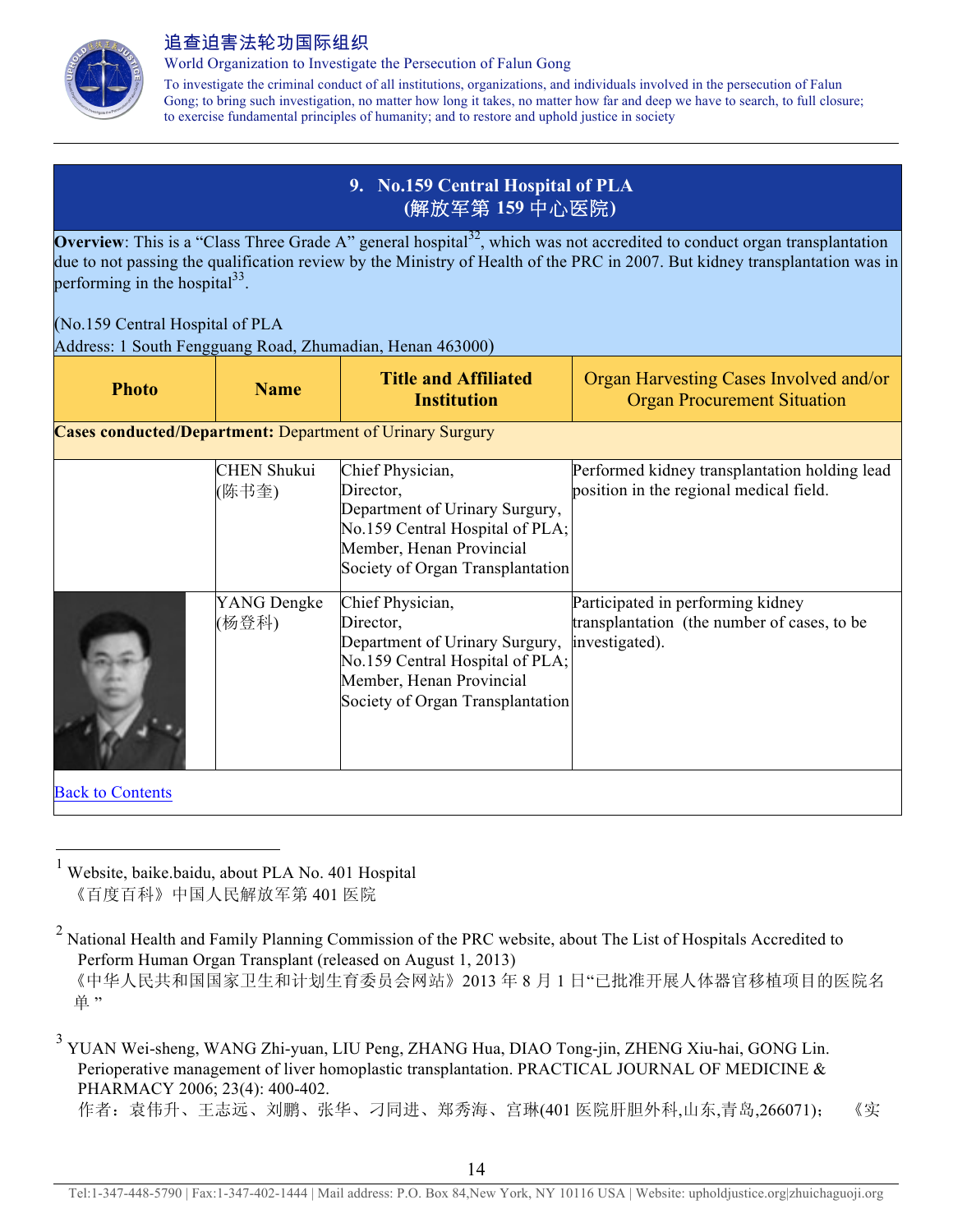## 9. No.159 Central Hospital of PLA (解放军第 159 中心医院)

**Overview**: This is a "Class Three Grade A" general hospital[32], which was not accredited to conduct organ transplantation due to not passing the qualification review by the Ministry of Health of the PRC in 2007. But kidney transplantation was in performing in the hospital[33].

(No.159 Central Hospital of PLA
Address: 1 South Fengguang Road, Zhumadian, Henan 463000)

| Photo | Name | Title and Affiliated Institution | Organ Harvesting Cases Involved and/or Organ Procurement Situation |
|---|---|---|---|
| **Cases conducted/Department:** Department of Urinary Surgury | | | |
| | CHEN Shukui (陈书奎) | Chief Physician, Director, Department of Urinary Surgury, No.159 Central Hospital of PLA; Member, Henan Provincial Society of Organ Transplantation | Performed kidney transplantation holding lead position in the regional medical field. |
| | YANG Dengke (杨登科) | Chief Physician, Director, Department of Urinary Surgury, No.159 Central Hospital of PLA; Member, Henan Provincial Society of Organ Transplantation | Participated in performing kidney transplantation (the number of cases, to be investigated). |

Back to Contents

---

[1] Website, baike.baidu, about PLA No. 401 Hospital
《百度百科》中国人民解放军第 401 医院

[2] National Health and Family Planning Commission of the PRC website, about The List of Hospitals Accredited to Perform Human Organ Transplant (released on August 1, 2013)
《中华人民共和国国家卫生和计划生育委员会网站》2013 年 8 月 1 日"已批准开展人体器官移植项目的医院名单"

[3] YUAN Wei-sheng, WANG Zhi-yuan, LIU Peng, ZHANG Hua, DIAO Tong-jin, ZHENG Xiu-hai, GONG Lin. Perioperative management of liver homoplastic transplantation. PRACTICAL JOURNAL OF MEDICINE & PHARMACY 2006; 23(4): 400-402.
作者：袁伟升、王志远、刘鹏、张华、刁同进、郑秀海、宫琳(401 医院肝胆外科,山东,青岛,266071)； 《实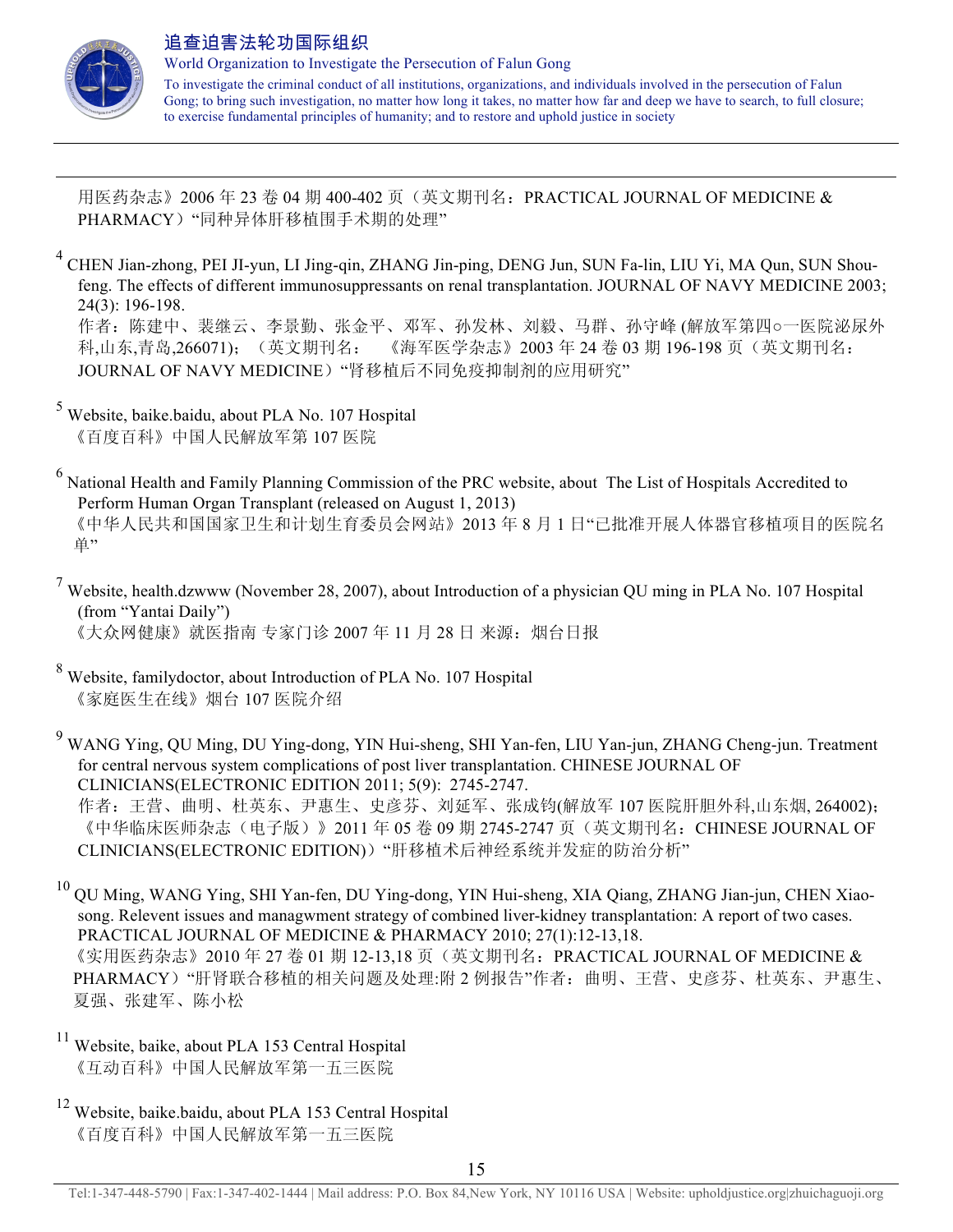用医药杂志》2006 年 23 卷 04 期 400-402 页（英文期刊名：PRACTICAL JOURNAL OF MEDICINE & PHARMACY）"同种异体肝移植围手术期的处理"

[4] CHEN Jian-zhong, PEI JI-yun, LI Jing-qin, ZHANG Jin-ping, DENG Jun, SUN Fa-lin, LIU Yi, MA Qun, SUN Shou-feng. The effects of different immunosuppressants on renal transplantation. JOURNAL OF NAVY MEDICINE 2003; 24(3): 196-198.
作者：陈建中、裴继云、李景勤、张金平、邓军、孙发林、刘毅、马群、孙守峰 (解放军第四○一医院泌尿外科,山东,青岛,266071)；（英文期刊名： 《海军医学杂志》2003 年 24 卷 03 期 196-198 页（英文期刊名：JOURNAL OF NAVY MEDICINE）"肾移植后不同免疫抑制剂的应用研究"

[5] Website, baike.baidu, about PLA No. 107 Hospital
《百度百科》中国人民解放军第 107 医院

[6] National Health and Family Planning Commission of the PRC website, about The List of Hospitals Accredited to Perform Human Organ Transplant (released on August 1, 2013)
《中华人民共和国国家卫生和计划生育委员会网站》2013 年 8 月 1 日"已批准开展人体器官移植项目的医院名单"

[7] Website, health.dzwww (November 28, 2007), about Introduction of a physician QU ming in PLA No. 107 Hospital (from "Yantai Daily")
《大众网健康》就医指南 专家门诊 2007 年 11 月 28 日 来源：烟台日报

[8] Website, familydoctor, about Introduction of PLA No. 107 Hospital
《家庭医生在线》烟台 107 医院介绍

[9] WANG Ying, QU Ming, DU Ying-dong, YIN Hui-sheng, SHI Yan-fen, LIU Yan-jun, ZHANG Cheng-jun. Treatment for central nervous system complications of post liver transplantation. CHINESE JOURNAL OF CLINICIANS(ELECTRONIC EDITION 2011; 5(9): 2745-2747.
作者：王营、曲明、杜英东、尹惠生、史彦芬、刘延军、张成钧(解放军 107 医院肝胆外科,山东烟, 264002)；《中华临床医师杂志（电子版）》2011 年 05 卷 09 期 2745-2747 页（英文期刊名：CHINESE JOURNAL OF CLINICIANS(ELECTRONIC EDITION)）"肝移植术后神经系统并发症的防治分析"

[10] QU Ming, WANG Ying, SHI Yan-fen, DU Ying-dong, YIN Hui-sheng, XIA Qiang, ZHANG Jian-jun, CHEN Xiao-song. Relevent issues and managwment strategy of combined liver-kidney transplantation: A report of two cases. PRACTICAL JOURNAL OF MEDICINE & PHARMACY 2010; 27(1):12-13,18.
《实用医药杂志》2010 年 27 卷 01 期 12-13,18 页（英文期刊名：PRACTICAL JOURNAL OF MEDICINE & PHARMACY）"肝肾联合移植的相关问题及处理:附 2 例报告"作者：曲明、王营、史彦芬、杜英东、尹惠生、夏强、张建军、陈小松

[11] Website, baike, about PLA 153 Central Hospital
《互动百科》中国人民解放军第一五三医院

[12] Website, baike.baidu, about PLA 153 Central Hospital
《百度百科》中国人民解放军第一五三医院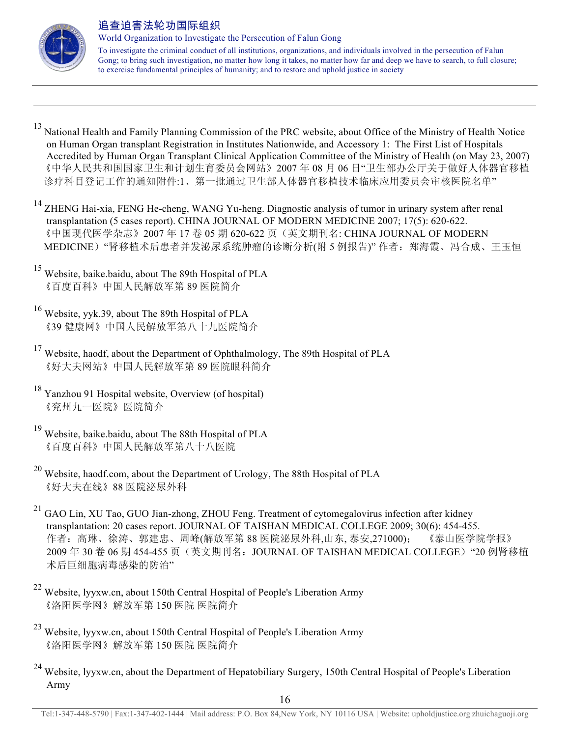[13] National Health and Family Planning Commission of the PRC website, about Office of the Ministry of Health Notice on Human Organ transplant Registration in Institutes Nationwide, and Accessory 1: The First List of Hospitals Accredited by Human Organ Transplant Clinical Application Committee of the Ministry of Health (on May 23, 2007)
《中华人民共和国国家卫生和计划生育委员会网站》2007 年 08 月 06 日"卫生部办公厅关于做好人体器官移植诊疗科目登记工作的通知附件:1、第一批通过卫生部人体器官移植技术临床应用委员会审核医院名单"

[14] ZHENG Hai-xia, FENG He-cheng, WANG Yu-heng. Diagnostic analysis of tumor in urinary system after renal transplantation (5 cases report). CHINA JOURNAL OF MODERN MEDICINE 2007; 17(5): 620-622.
《中国现代医学杂志》2007 年 17 卷 05 期 620-622 页（英文期刊名: CHINA JOURNAL OF MODERN MEDICINE）"肾移植术后患者并发泌尿系统肿瘤的诊断分析(附 5 例报告)" 作者：郑海霞、冯合成、王玉恒

[15] Website, baike.baidu, about The 89th Hospital of PLA
《百度百科》中国人民解放军第 89 医院简介

[16] Website, yyk.39, about The 89th Hospital of PLA
《39 健康网》中国人民解放军第八十九医院简介

[17] Website, haodf, about the Department of Ophthalmology, The 89th Hospital of PLA
《好大夫网站》中国人民解放军第 89 医院眼科简介

[18] Yanzhou 91 Hospital website, Overview (of hospital)
《兖州九一医院》医院简介

[19] Website, baike.baidu, about The 88th Hospital of PLA
《百度百科》中国人民解放军第八十八医院

[20] Website, haodf.com, about the Department of Urology, The 88th Hospital of PLA
《好大夫在线》88 医院泌尿外科

[21] GAO Lin, XU Tao, GUO Jian-zhong, ZHOU Feng. Treatment of cytomegalovirus infection after kidney transplantation: 20 cases report. JOURNAL OF TAISHAN MEDICAL COLLEGE 2009; 30(6): 454-455.
作者：高琳、徐涛、郭建忠、周峰(解放军第 88 医院泌尿外科,山东, 泰安,271000); 《泰山医学院学报》2009 年 30 卷 06 期 454-455 页（英文期刊名：JOURNAL OF TAISHAN MEDICAL COLLEGE）"20 例肾移植术后巨细胞病毒感染的防治"

[22] Website, lyyxw.cn, about 150th Central Hospital of People's Liberation Army
《洛阳医学网》解放军第 150 医院 医院简介

[23] Website, lyyxw.cn, about 150th Central Hospital of People's Liberation Army
《洛阳医学网》解放军第 150 医院 医院简介

[24] Website, lyyxw.cn, about the Department of Hepatobiliary Surgery, 150th Central Hospital of People's Liberation Army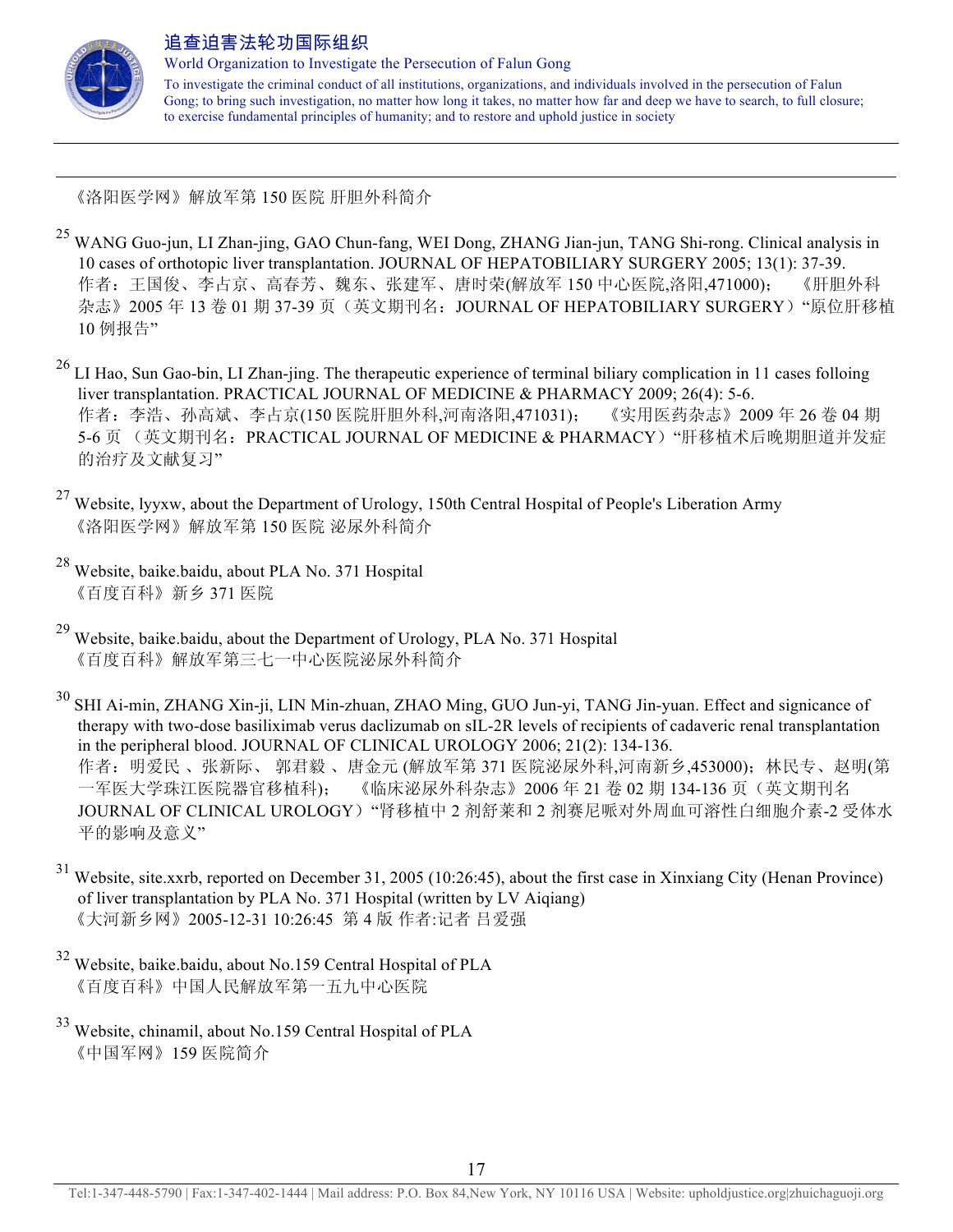《洛阳医学网》解放军第 150 医院 肝胆外科简介

[25] WANG Guo-jun, LI Zhan-jing, GAO Chun-fang, WEI Dong, ZHANG Jian-jun, TANG Shi-rong. Clinical analysis in 10 cases of orthotopic liver transplantation. JOURNAL OF HEPATOBILIARY SURGERY 2005; 13(1): 37-39.
作者：王国俊、李占京、高春芳、魏东、张建军、唐时荣(解放军 150 中心医院,洛阳,471000)； 《肝胆外科杂志》2005 年 13 卷 01 期 37-39 页（英文期刊名：JOURNAL OF HEPATOBILIARY SURGERY）"原位肝移植 10 例报告"

[26] LI Hao, Sun Gao-bin, LI Zhan-jing. The therapeutic experience of terminal biliary complication in 11 cases folloing liver transplantation. PRACTICAL JOURNAL OF MEDICINE & PHARMACY 2009; 26(4): 5-6.
作者：李浩、孙高斌、李占京(150 医院肝胆外科,河南洛阳,471031)； 《实用医药杂志》2009 年 26 卷 04 期 5-6 页 （英文期刊名：PRACTICAL JOURNAL OF MEDICINE & PHARMACY）"肝移植术后晚期胆道并发症的治疗及文献复习"

[27] Website, lyyxw, about the Department of Urology, 150th Central Hospital of People's Liberation Army
《洛阳医学网》解放军第 150 医院 泌尿外科简介

[28] Website, baike.baidu, about PLA No. 371 Hospital
《百度百科》新乡 371 医院

[29] Website, baike.baidu, about the Department of Urology, PLA No. 371 Hospital
《百度百科》解放军第三七一中心医院泌尿外科简介

[30] SHI Ai-min, ZHANG Xin-ji, LIN Min-zhuan, ZHAO Ming, GUO Jun-yi, TANG Jin-yuan. Effect and signicance of therapy with two-dose basiliximab verus daclizumab on sIL-2R levels of recipients of cadaveric renal transplantation in the peripheral blood. JOURNAL OF CLINICAL UROLOGY 2006; 21(2): 134-136.
作者：明爱民 、张新际、 郭君毅 、唐金元 (解放军第 371 医院泌尿外科,河南新乡,453000)；林民专、赵明(第一军医大学珠江医院器官移植科)； 《临床泌尿外科杂志》2006 年 21 卷 02 期 134-136 页（英文期刊名 JOURNAL OF CLINICAL UROLOGY）"肾移植中 2 剂舒莱和 2 剂赛尼哌对外周血可溶性白细胞介素-2 受体水平的影响及意义"

[31] Website, site.xxrb, reported on December 31, 2005 (10:26:45), about the first case in Xinxiang City (Henan Province) of liver transplantation by PLA No. 371 Hospital (written by LV Aiqiang)
《大河新乡网》2005-12-31 10:26:45 第 4 版 作者:记者 吕爱强

[32] Website, baike.baidu, about No.159 Central Hospital of PLA
《百度百科》中国人民解放军第一五九中心医院

[33] Website, chinamil, about No.159 Central Hospital of PLA
《中国军网》159 医院简介